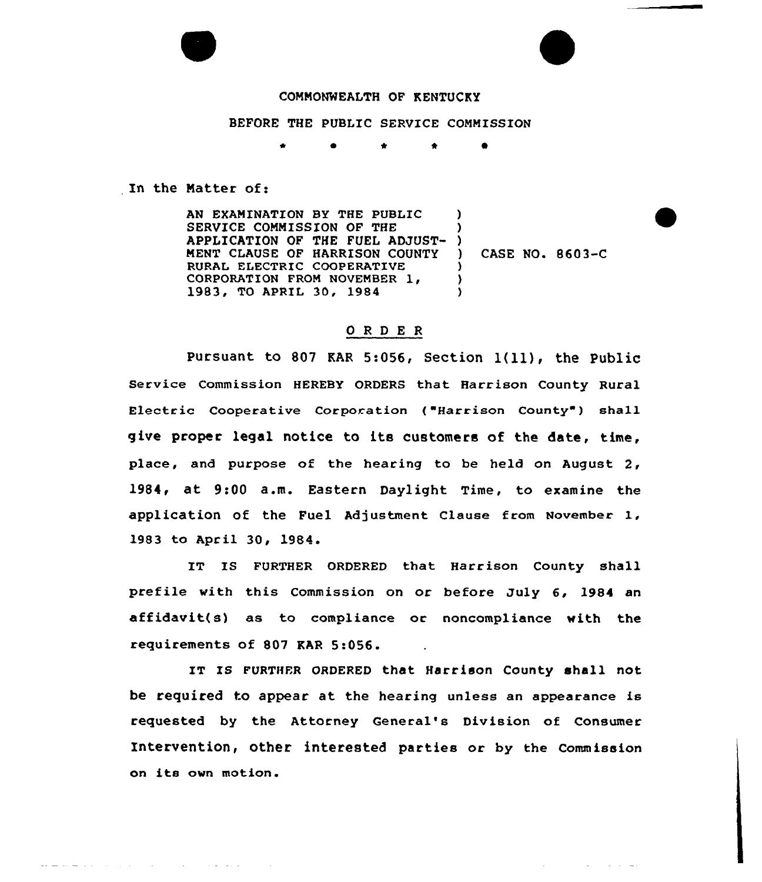COMMONWEALTH OF KENTUCKY

BEFORE THE PUBLIC SERVICE COMMISSION

\* \* \* \* \*

In the Matter of:

AN EXAMINATION BY THE PUBLIC SERVICE COMMISSION OF THE APPLICATION OF THE FUEL ADJUSTMENT CLAUSE OF HARRISON COUNTY RURAL ELECTRIC COOPERATIVE CORPORATION FROM NOVEMBER 1, 1983, TO APRIL 30, 1984 ) CASE NO. 8603-C

## O R D E R

Pursuant to 807 KAR 5:056, Section 1(11), the Public Service Commission HEREBY ORDERS that Harrison County Rural Electric Cooperative Corporation ("Harrison County") shall give proper legal notice to its customers of the date, time, place, and purpose of the hearing to be held on August 2, 1984, at 9:00 a.m. Eastern Daylight Time, to examine the application of the Fuel Adjustment Clause from November 1, 1983 to April 30, 1984.

IT IS FURTHER ORDERED that Harrison County shall prefile with this Commission on or before July 6, 1984 an affidavit(s) as to compliance or noncompliance with the requirements of 807 KAR 5:056.

IT IS FURTHER ORDERED that Harrison County shall not be required to appear at the hearing unless an appearance is requested by the Attorney General's Division of Consumer Intervention, other interested parties or by the Commission on its own motion.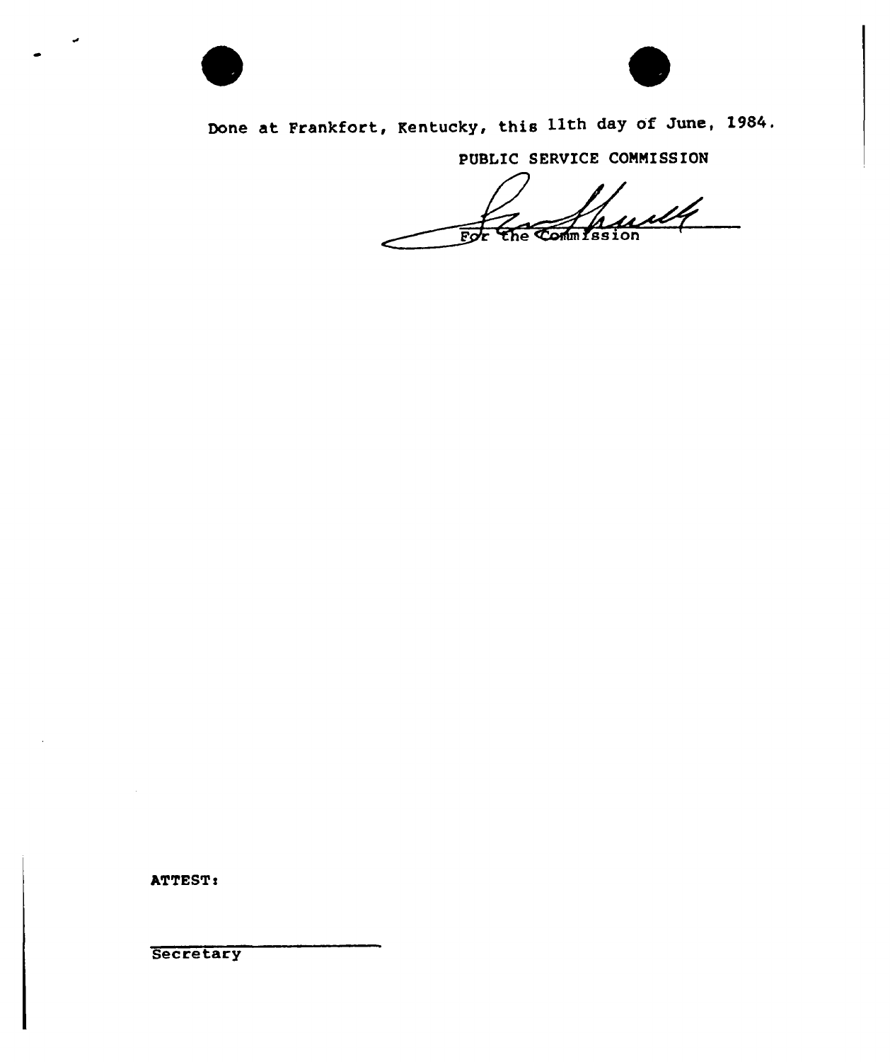Done at Frankfort, Kentucky, this 11th day of June, 1984.

PUBLIC SERVICE COMMISSION

For the Commission

ATTEST:

Secretary